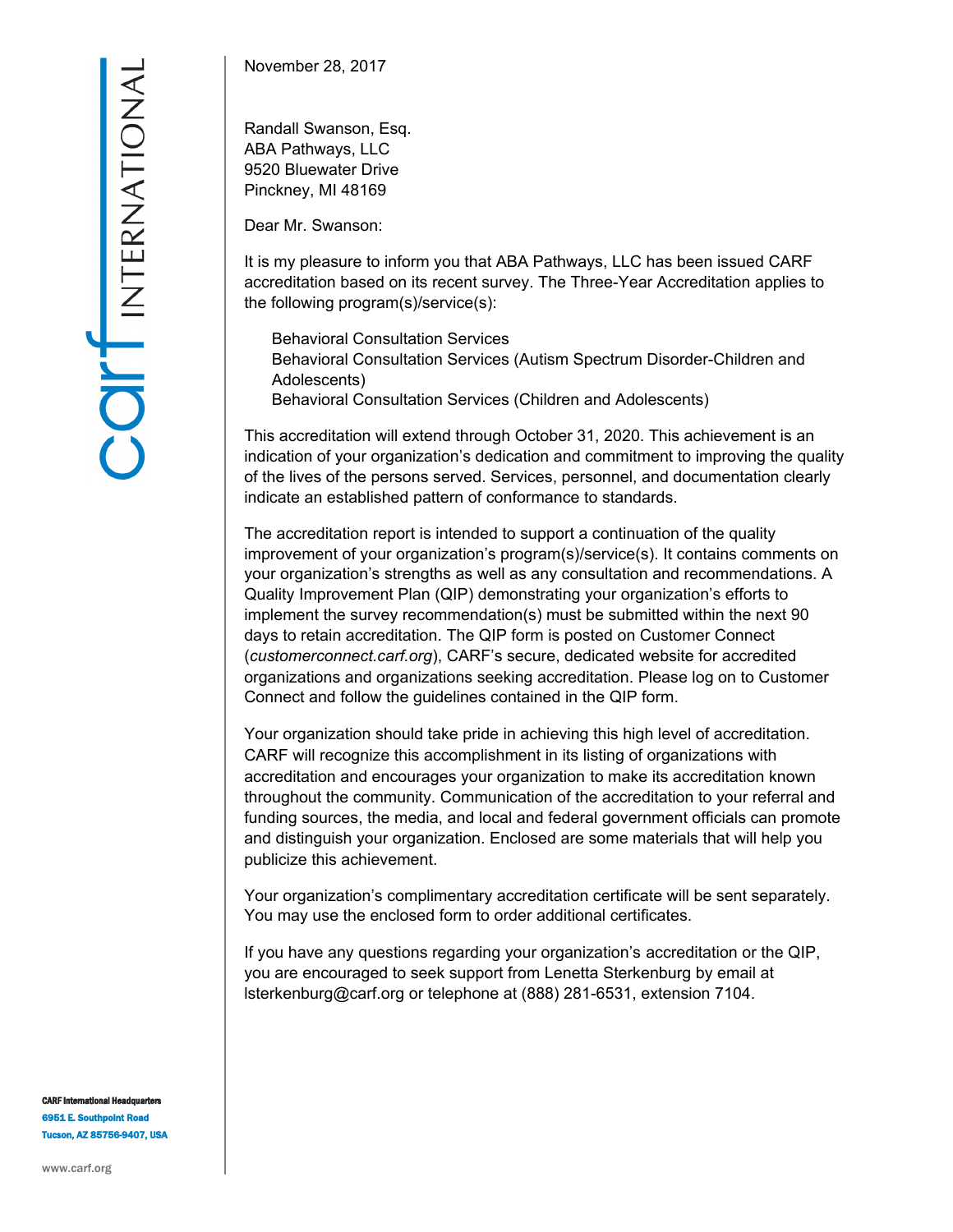November 28, 2017

Randall Swanson, Esq.
ABA Pathways, LLC
9520 Bluewater Drive
Pinckney, MI 48169

Dear Mr. Swanson:

It is my pleasure to inform you that ABA Pathways, LLC has been issued CARF accreditation based on its recent survey. The Three-Year Accreditation applies to the following program(s)/service(s):

Behavioral Consultation Services
Behavioral Consultation Services (Autism Spectrum Disorder-Children and Adolescents)
Behavioral Consultation Services (Children and Adolescents)

This accreditation will extend through October 31, 2020. This achievement is an indication of your organization's dedication and commitment to improving the quality of the lives of the persons served. Services, personnel, and documentation clearly indicate an established pattern of conformance to standards.

The accreditation report is intended to support a continuation of the quality improvement of your organization's program(s)/service(s). It contains comments on your organization's strengths as well as any consultation and recommendations. A Quality Improvement Plan (QIP) demonstrating your organization's efforts to implement the survey recommendation(s) must be submitted within the next 90 days to retain accreditation. The QIP form is posted on Customer Connect (*customerconnect.carf.org*), CARF's secure, dedicated website for accredited organizations and organizations seeking accreditation. Please log on to Customer Connect and follow the guidelines contained in the QIP form.

Your organization should take pride in achieving this high level of accreditation. CARF will recognize this accomplishment in its listing of organizations with accreditation and encourages your organization to make its accreditation known throughout the community. Communication of the accreditation to your referral and funding sources, the media, and local and federal government officials can promote and distinguish your organization. Enclosed are some materials that will help you publicize this achievement.

Your organization's complimentary accreditation certificate will be sent separately. You may use the enclosed form to order additional certificates.

If you have any questions regarding your organization's accreditation or the QIP, you are encouraged to seek support from Lenetta Sterkenburg by email at lsterkenburg@carf.org or telephone at (888) 281-6531, extension 7104.

**CARF International Headquarters**
**6951 E. Southpoint Road**
**Tucson, AZ 85756-9407, USA**

www.carf.org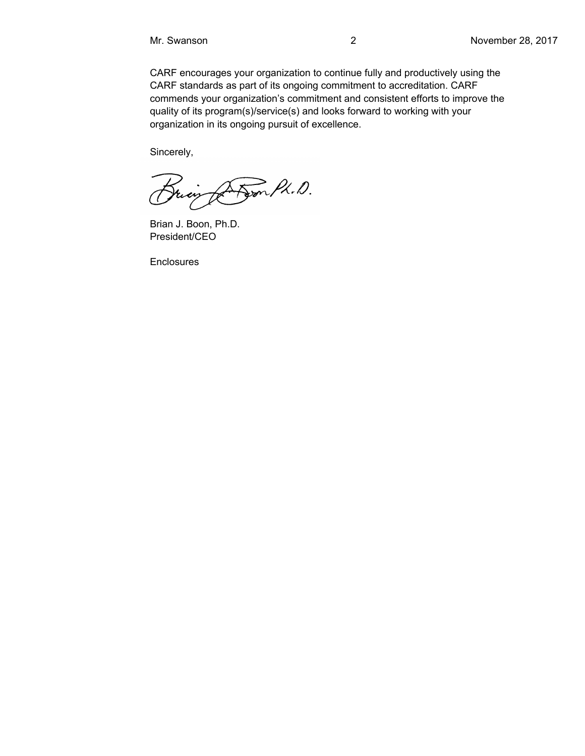CARF encourages your organization to continue fully and productively using the CARF standards as part of its ongoing commitment to accreditation. CARF commends your organization's commitment and consistent efforts to improve the quality of its program(s)/service(s) and looks forward to working with your organization in its ongoing pursuit of excellence.

Sincerely,

Brian J. Boon, Ph.D.
President/CEO

Enclosures